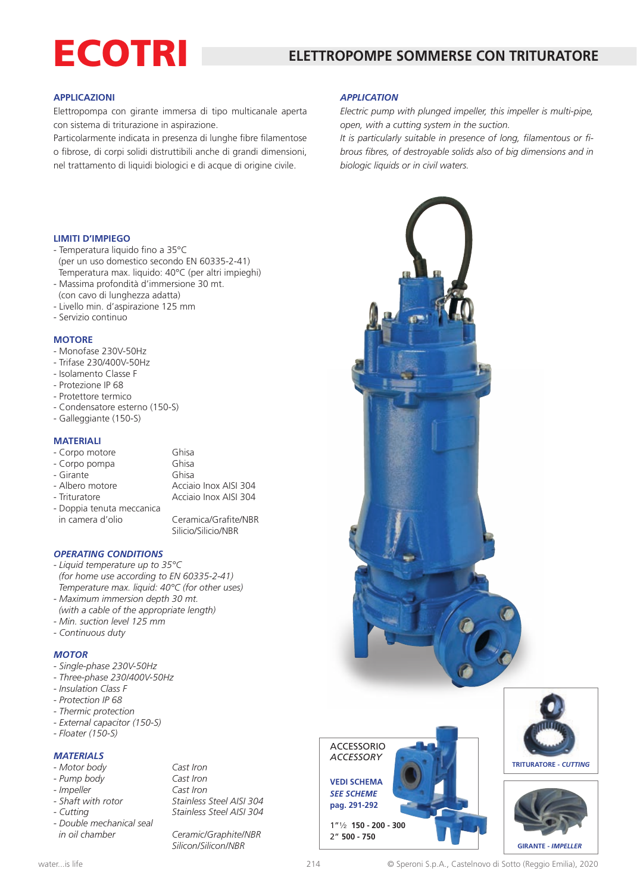# ECOTRI

## ELETTROPOMPE SOMMERSE CON TRITURATORE

### APPLICAZIONI

Elettropompa con girante immersa di tipo multicanale aperta con sistema di triturazione in aspirazione.
Particolarmente indicata in presenza di lunghe fibre filamentose o fibrose, di corpi solidi distruttibili anche di grandi dimensioni, nel trattamento di liquidi biologici e di acque di origine civile.

### *APPLICATION*

*Electric pump with plunged impeller, this impeller is multi-pipe, open, with a cutting system in the suction.*
*It is particularly suitable in presence of long, filamentous or fibrous fibres, of destroyable solids also of big dimensions and in biologic liquids or in civil waters.*

### LIMITI D'IMPIEGO

- Temperatura liquido fino a 35°C
  (per un uso domestico secondo EN 60335-2-41)
  Temperatura max. liquido: 40°C (per altri impieghi)
- Massima profondità d'immersione 30 mt.
  (con cavo di lunghezza adatta)
- Livello min. d'aspirazione 125 mm
- Servizio continuo

### MOTORE

- Monofase 230V-50Hz
- Trifase 230/400V-50Hz
- Isolamento Classe F
- Protezione IP 68
- Protettore termico
- Condensatore esterno (150-S)
- Galleggiante (150-S)

### MATERIALI

| | |
|---|---|
| - Corpo motore | Ghisa |
| - Corpo pompa | Ghisa |
| - Girante | Ghisa |
| - Albero motore | Acciaio Inox AISI 304 |
| - Trituratore | Acciaio Inox AISI 304 |
| - Doppia tenuta meccanica in camera d'olio | Ceramica/Grafite/NBR<br>Silicio/Silicio/NBR |

### *OPERATING CONDITIONS*

- *Liquid temperature up to 35°C*
  *(for home use according to EN 60335-2-41)*
  *Temperature max. liquid: 40°C (for other uses)*
- *Maximum immersion depth 30 mt.*
  *(with a cable of the appropriate length)*
- *Min. suction level 125 mm*
- *Continuous duty*

### *MOTOR*

- *Single-phase 230V-50Hz*
- *Three-phase 230/400V-50Hz*
- *Insulation Class F*
- *Protection IP 68*
- *Thermic protection*
- *External capacitor (150-S)*
- *Floater (150-S)*

### *MATERIALS*

| | |
|---|---|
| *- Motor body* | *Cast Iron* |
| *- Pump body* | *Cast Iron* |
| *- Impeller* | *Cast Iron* |
| *- Shaft with rotor* | *Stainless Steel AISI 304* |
| *- Cutting* | *Stainless Steel AISI 304* |
| *- Double mechanical seal in oil chamber* | *Ceramic/Graphite/NBR*<br>*Silicon/Silicon/NBR* |

ACCESSORIO
*ACCESSORY*

**VEDI SCHEMA**
***SEE SCHEME***
**pag. 291-292**

1"½ **150 - 200 - 300**
2" **500 - 750**

TRITURATORE - *CUTTING*

GIRANTE - *IMPELLER*

water...is life

© Speroni S.p.A., Castelnovo di Sotto (Reggio Emilia), 2020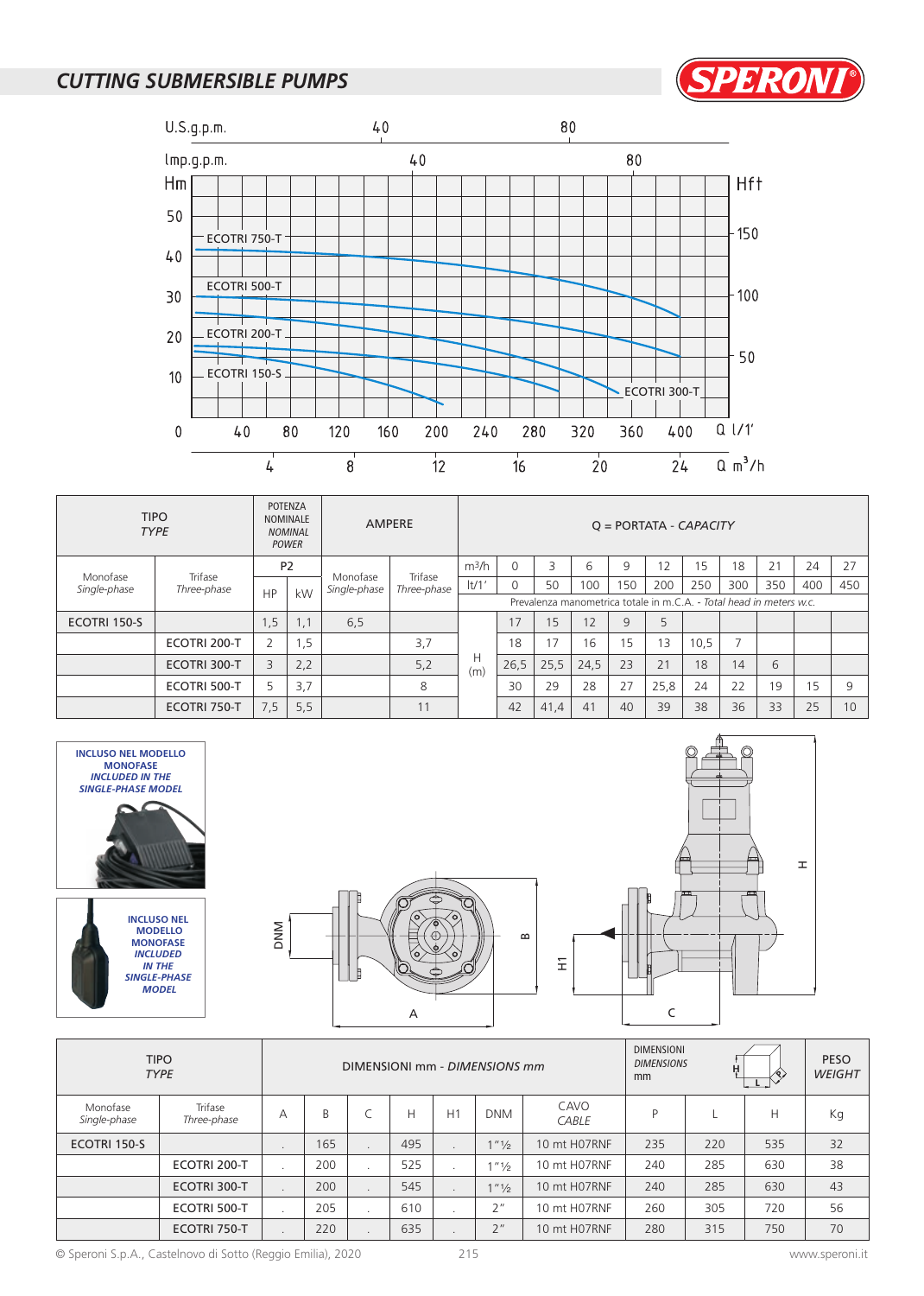## CUTTING SUBMERSIBLE PUMPS

SPERONI

U.S.g.p.m. 40 80
Imp.g.p.m. 40 80
Hm 50 40 30 20 10 0
Hft 150 100 50
ECOTRI 750-T
ECOTRI 500-T
ECOTRI 200-T
ECOTRI 150-S
ECOTRI 300-T
40 80 120 160 200 240 280 320 360 400 Q l/1'
4 8 12 16 20 24 Q $m^3/h$

| TIPO *TYPE* | | POTENZA NOMINALE *NOMINAL POWER* | | AMPERE | | Q = PORTATA - *CAPACITY* | | | | | | | | | | |
|---|---|---|---|---|---|---|---|---|---|---|---|---|---|---|---|---|
| | | P2 | | | | $m^3/h$ | 0 | 3 | 6 | 9 | 12 | 15 | 18 | 21 | 24 | 27 |
| Monofase *Single-phase* | Trifase *Three-phase* | HP | kW | Monofase *Single-phase* | Trifase *Three-phase* | lt/1' | 0 | 50 | 100 | 150 | 200 | 250 | 300 | 350 | 400 | 450 |
| | | | | | | Prevalenza manometrica totale in m.C.A. - *Total head in meters w.c.* | | | | | | | | | | |
| ECOTRI 150-S | | 1,5 | 1,1 | 6,5 | | H (m) | 17 | 15 | 12 | 9 | 5 | | | | | |
| | ECOTRI 200-T | 2 | 1,5 | | 3,7 | | 18 | 17 | 16 | 15 | 13 | 10,5 | 7 | | | |
| | ECOTRI 300-T | 3 | 2,2 | | 5,2 | | 26,5 | 25,5 | 24,5 | 23 | 21 | 18 | 14 | 6 | | |
| | ECOTRI 500-T | 5 | 3,7 | | 8 | | 30 | 29 | 28 | 27 | 25,8 | 24 | 22 | 19 | 15 | 9 |
| | ECOTRI 750-T | 7,5 | 5,5 | | 11 | | 42 | 41,4 | 41 | 40 | 39 | 38 | 36 | 33 | 25 | 10 |

**INCLUSO NEL MODELLO MONOFASE**
***INCLUDED IN THE SINGLE-PHASE MODEL***

**INCLUSO NEL MODELLO MONOFASE**
***INCLUDED IN THE SINGLE-PHASE MODEL***

DNM, A, B, H1, C, H

| TIPO *TYPE* | | DIMENSIONI mm - *DIMENSIONS mm* | | | | | | | DIMENSIONI *DIMENSIONS* mm | | | PESO *WEIGHT* |
|---|---|---|---|---|---|---|---|---|---|---|---|---|
| Monofase *Single-phase* | Trifase *Three-phase* | A | B | C | H | H1 | DNM | CAVO *CABLE* | P | L | H | Kg |
| ECOTRI 150-S | | . | 165 | . | 495 | . | 1"½ | 10 mt H07RNF | 235 | 220 | 535 | 32 |
| | ECOTRI 200-T | . | 200 | . | 525 | . | 1"½ | 10 mt H07RNF | 240 | 285 | 630 | 38 |
| | ECOTRI 300-T | . | 200 | . | 545 | . | 1"½ | 10 mt H07RNF | 240 | 285 | 630 | 43 |
| | ECOTRI 500-T | . | 205 | . | 610 | . | 2" | 10 mt H07RNF | 260 | 305 | 720 | 56 |
| | ECOTRI 750-T | . | 220 | . | 635 | . | 2" | 10 mt H07RNF | 280 | 315 | 750 | 70 |

© Speroni S.p.A., Castelnovo di Sotto (Reggio Emilia), 2020 — www.speroni.it